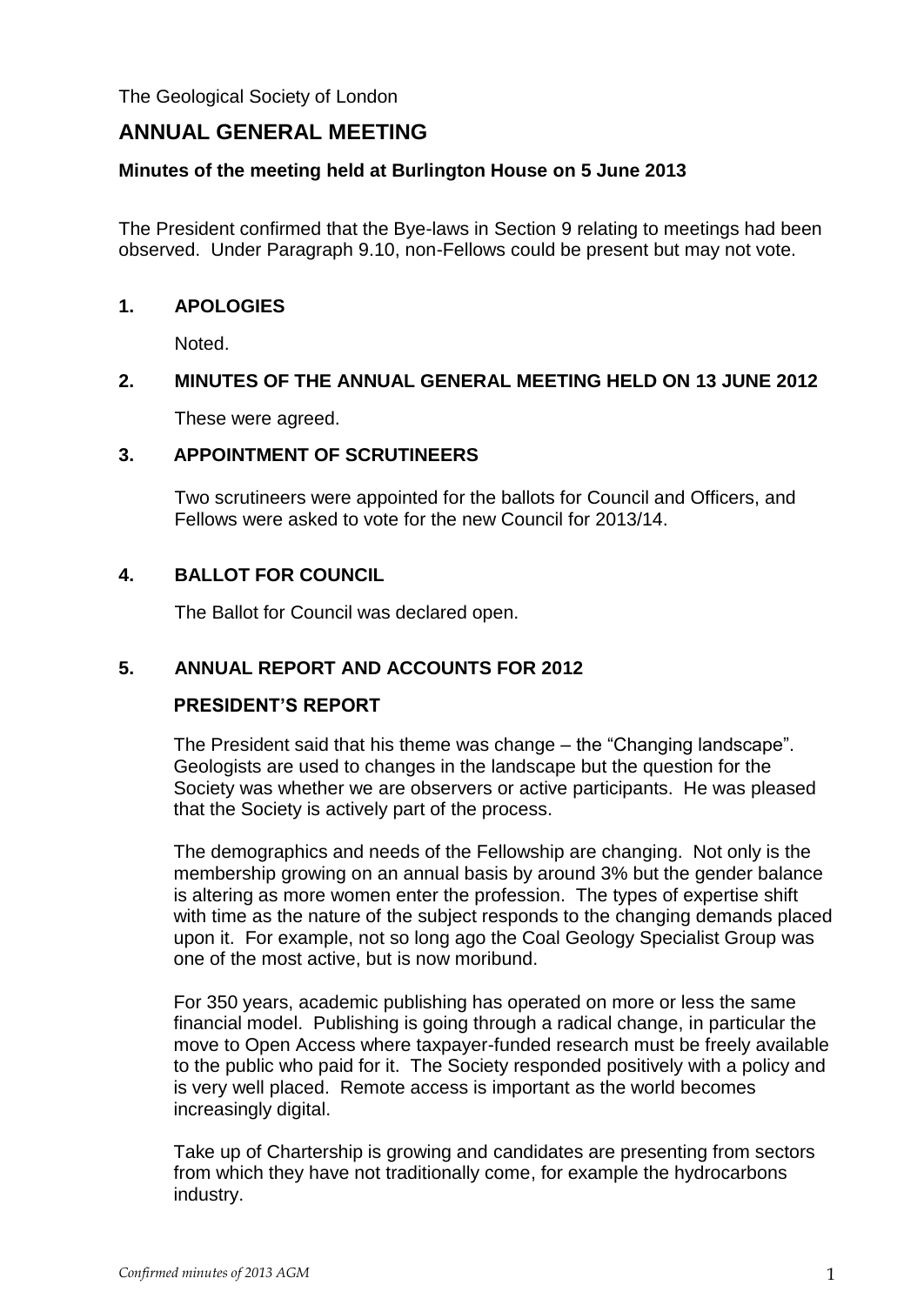The Geological Society of London

# ANNUAL GENERAL MEETING

**Minutes of the meeting held at Burlington House on 5 June 2013**

The President confirmed that the Bye-laws in Section 9 relating to meetings had been observed. Under Paragraph 9.10, non-Fellows could be present but may not vote.

## 1. APOLOGIES

Noted.

## 2. MINUTES OF THE ANNUAL GENERAL MEETING HELD ON 13 JUNE 2012

These were agreed.

## 3. APPOINTMENT OF SCRUTINEERS

Two scrutineers were appointed for the ballots for Council and Officers, and Fellows were asked to vote for the new Council for 2013/14.

## 4. BALLOT FOR COUNCIL

The Ballot for Council was declared open.

## 5. ANNUAL REPORT AND ACCOUNTS FOR 2012

### PRESIDENT'S REPORT

The President said that his theme was change – the "Changing landscape". Geologists are used to changes in the landscape but the question for the Society was whether we are observers or active participants. He was pleased that the Society is actively part of the process.

The demographics and needs of the Fellowship are changing. Not only is the membership growing on an annual basis by around 3% but the gender balance is altering as more women enter the profession. The types of expertise shift with time as the nature of the subject responds to the changing demands placed upon it. For example, not so long ago the Coal Geology Specialist Group was one of the most active, but is now moribund.

For 350 years, academic publishing has operated on more or less the same financial model. Publishing is going through a radical change, in particular the move to Open Access where taxpayer-funded research must be freely available to the public who paid for it. The Society responded positively with a policy and is very well placed. Remote access is important as the world becomes increasingly digital.

Take up of Chartership is growing and candidates are presenting from sectors from which they have not traditionally come, for example the hydrocarbons industry.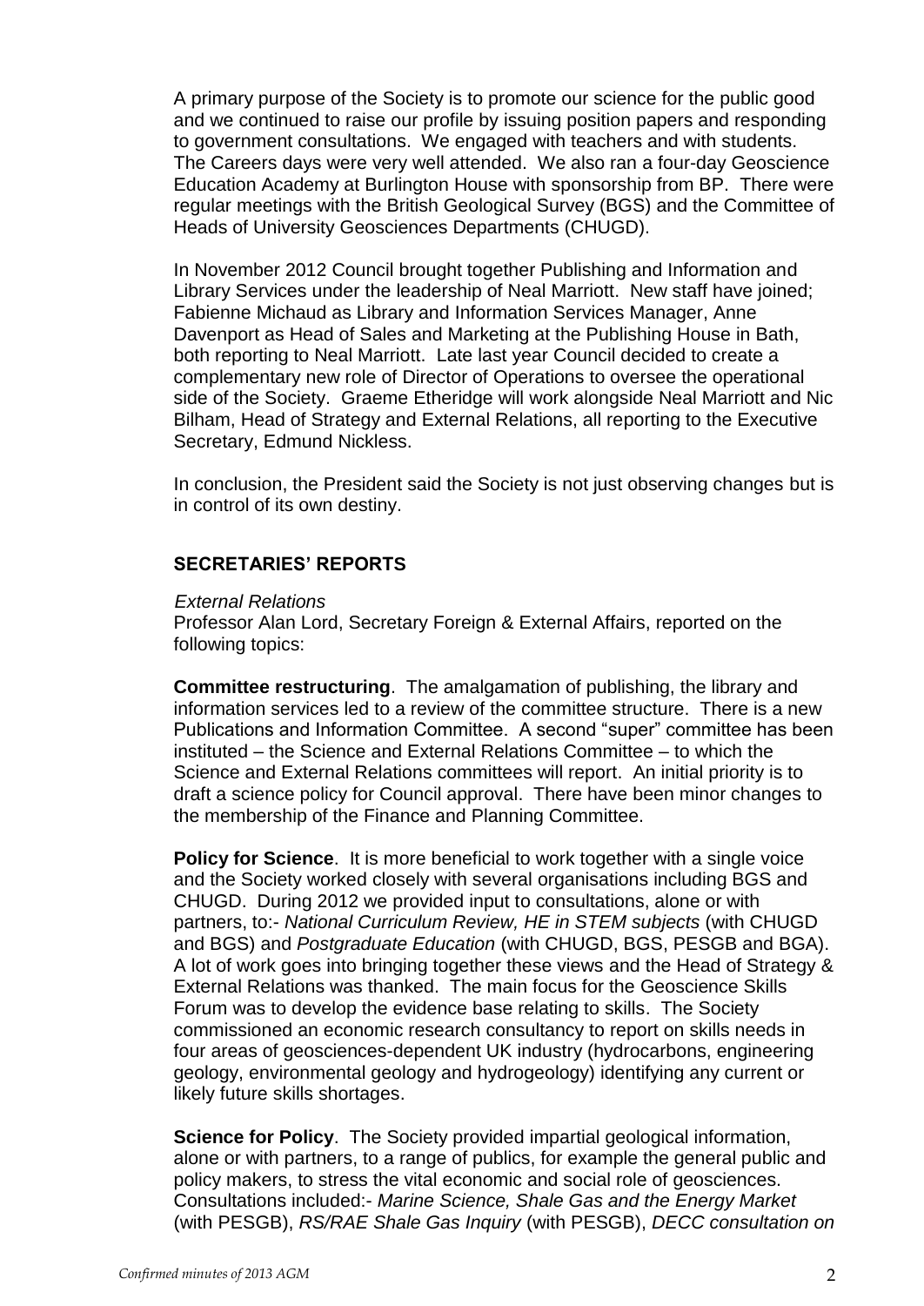A primary purpose of the Society is to promote our science for the public good and we continued to raise our profile by issuing position papers and responding to government consultations. We engaged with teachers and with students. The Careers days were very well attended. We also ran a four-day Geoscience Education Academy at Burlington House with sponsorship from BP. There were regular meetings with the British Geological Survey (BGS) and the Committee of Heads of University Geosciences Departments (CHUGD).

In November 2012 Council brought together Publishing and Information and Library Services under the leadership of Neal Marriott. New staff have joined; Fabienne Michaud as Library and Information Services Manager, Anne Davenport as Head of Sales and Marketing at the Publishing House in Bath, both reporting to Neal Marriott. Late last year Council decided to create a complementary new role of Director of Operations to oversee the operational side of the Society. Graeme Etheridge will work alongside Neal Marriott and Nic Bilham, Head of Strategy and External Relations, all reporting to the Executive Secretary, Edmund Nickless.

In conclusion, the President said the Society is not just observing changes but is in control of its own destiny.

## SECRETARIES' REPORTS

*External Relations*

Professor Alan Lord, Secretary Foreign & External Affairs, reported on the following topics:

**Committee restructuring**. The amalgamation of publishing, the library and information services led to a review of the committee structure. There is a new Publications and Information Committee. A second "super" committee has been instituted – the Science and External Relations Committee – to which the Science and External Relations committees will report. An initial priority is to draft a science policy for Council approval. There have been minor changes to the membership of the Finance and Planning Committee.

**Policy for Science**. It is more beneficial to work together with a single voice and the Society worked closely with several organisations including BGS and CHUGD. During 2012 we provided input to consultations, alone or with partners, to:- *National Curriculum Review, HE in STEM subjects* (with CHUGD and BGS) and *Postgraduate Education* (with CHUGD, BGS, PESGB and BGA). A lot of work goes into bringing together these views and the Head of Strategy & External Relations was thanked. The main focus for the Geoscience Skills Forum was to develop the evidence base relating to skills. The Society commissioned an economic research consultancy to report on skills needs in four areas of geosciences-dependent UK industry (hydrocarbons, engineering geology, environmental geology and hydrogeology) identifying any current or likely future skills shortages.

**Science for Policy**. The Society provided impartial geological information, alone or with partners, to a range of publics, for example the general public and policy makers, to stress the vital economic and social role of geosciences. Consultations included:- *Marine Science, Shale Gas and the Energy Market* (with PESGB), *RS/RAE Shale Gas Inquiry* (with PESGB), *DECC consultation on*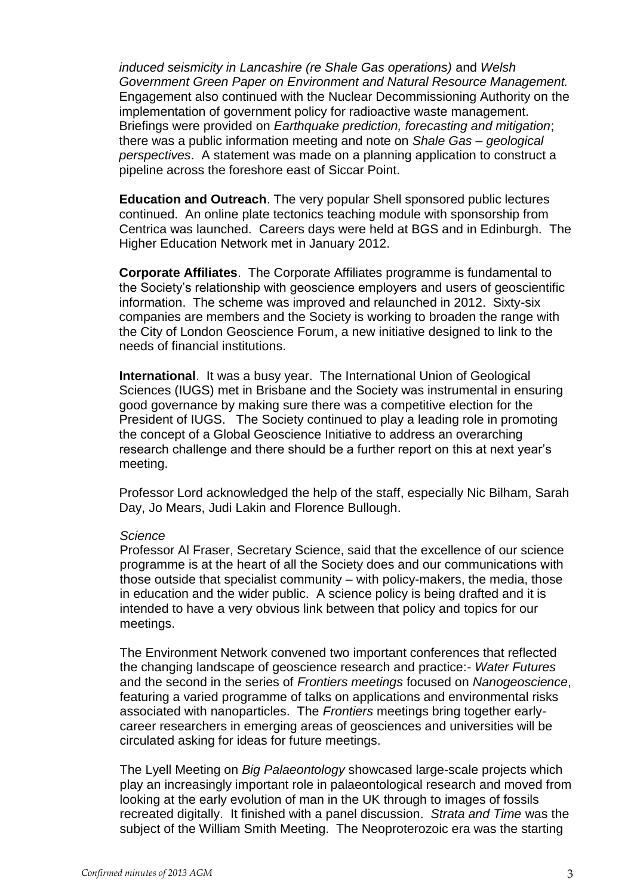*induced seismicity in Lancashire (re Shale Gas operations)* and *Welsh Government Green Paper on Environment and Natural Resource Management.* Engagement also continued with the Nuclear Decommissioning Authority on the implementation of government policy for radioactive waste management. Briefings were provided on *Earthquake prediction, forecasting and mitigation*; there was a public information meeting and note on *Shale Gas – geological perspectives*. A statement was made on a planning application to construct a pipeline across the foreshore east of Siccar Point.

**Education and Outreach**. The very popular Shell sponsored public lectures continued. An online plate tectonics teaching module with sponsorship from Centrica was launched. Careers days were held at BGS and in Edinburgh. The Higher Education Network met in January 2012.

**Corporate Affiliates**. The Corporate Affiliates programme is fundamental to the Society's relationship with geoscience employers and users of geoscientific information. The scheme was improved and relaunched in 2012. Sixty-six companies are members and the Society is working to broaden the range with the City of London Geoscience Forum, a new initiative designed to link to the needs of financial institutions.

**International**. It was a busy year. The International Union of Geological Sciences (IUGS) met in Brisbane and the Society was instrumental in ensuring good governance by making sure there was a competitive election for the President of IUGS. The Society continued to play a leading role in promoting the concept of a Global Geoscience Initiative to address an overarching research challenge and there should be a further report on this at next year's meeting.

Professor Lord acknowledged the help of the staff, especially Nic Bilham, Sarah Day, Jo Mears, Judi Lakin and Florence Bullough.

*Science*

Professor Al Fraser, Secretary Science, said that the excellence of our science programme is at the heart of all the Society does and our communications with those outside that specialist community – with policy-makers, the media, those in education and the wider public. A science policy is being drafted and it is intended to have a very obvious link between that policy and topics for our meetings.

The Environment Network convened two important conferences that reflected the changing landscape of geoscience research and practice:- *Water Futures* and the second in the series of *Frontiers meetings* focused on *Nanogeoscience*, featuring a varied programme of talks on applications and environmental risks associated with nanoparticles. The *Frontiers* meetings bring together early-career researchers in emerging areas of geosciences and universities will be circulated asking for ideas for future meetings.

The Lyell Meeting on *Big Palaeontology* showcased large-scale projects which play an increasingly important role in palaeontological research and moved from looking at the early evolution of man in the UK through to images of fossils recreated digitally. It finished with a panel discussion. *Strata and Time* was the subject of the William Smith Meeting. The Neoproterozoic era was the starting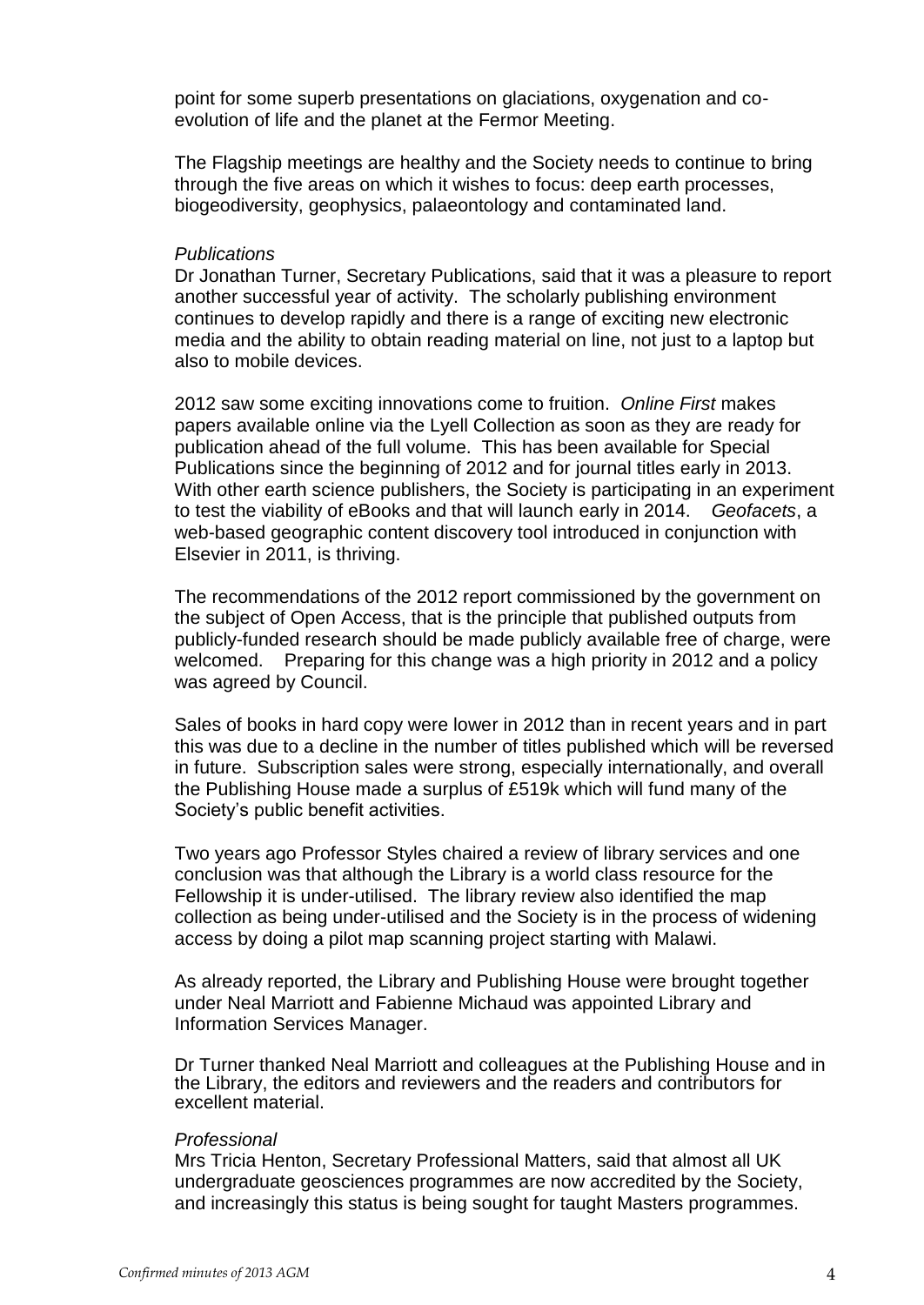point for some superb presentations on glaciations, oxygenation and co-evolution of life and the planet at the Fermor Meeting.

The Flagship meetings are healthy and the Society needs to continue to bring through the five areas on which it wishes to focus: deep earth processes, biogeodiversity, geophysics, palaeontology and contaminated land.

*Publications*

Dr Jonathan Turner, Secretary Publications, said that it was a pleasure to report another successful year of activity. The scholarly publishing environment continues to develop rapidly and there is a range of exciting new electronic media and the ability to obtain reading material on line, not just to a laptop but also to mobile devices.

2012 saw some exciting innovations come to fruition. *Online First* makes papers available online via the Lyell Collection as soon as they are ready for publication ahead of the full volume. This has been available for Special Publications since the beginning of 2012 and for journal titles early in 2013. With other earth science publishers, the Society is participating in an experiment to test the viability of eBooks and that will launch early in 2014. *Geofacets*, a web-based geographic content discovery tool introduced in conjunction with Elsevier in 2011, is thriving.

The recommendations of the 2012 report commissioned by the government on the subject of Open Access, that is the principle that published outputs from publicly-funded research should be made publicly available free of charge, were welcomed. Preparing for this change was a high priority in 2012 and a policy was agreed by Council.

Sales of books in hard copy were lower in 2012 than in recent years and in part this was due to a decline in the number of titles published which will be reversed in future. Subscription sales were strong, especially internationally, and overall the Publishing House made a surplus of £519k which will fund many of the Society's public benefit activities.

Two years ago Professor Styles chaired a review of library services and one conclusion was that although the Library is a world class resource for the Fellowship it is under-utilised. The library review also identified the map collection as being under-utilised and the Society is in the process of widening access by doing a pilot map scanning project starting with Malawi.

As already reported, the Library and Publishing House were brought together under Neal Marriott and Fabienne Michaud was appointed Library and Information Services Manager.

Dr Turner thanked Neal Marriott and colleagues at the Publishing House and in the Library, the editors and reviewers and the readers and contributors for excellent material.

*Professional*

Mrs Tricia Henton, Secretary Professional Matters, said that almost all UK undergraduate geosciences programmes are now accredited by the Society, and increasingly this status is being sought for taught Masters programmes.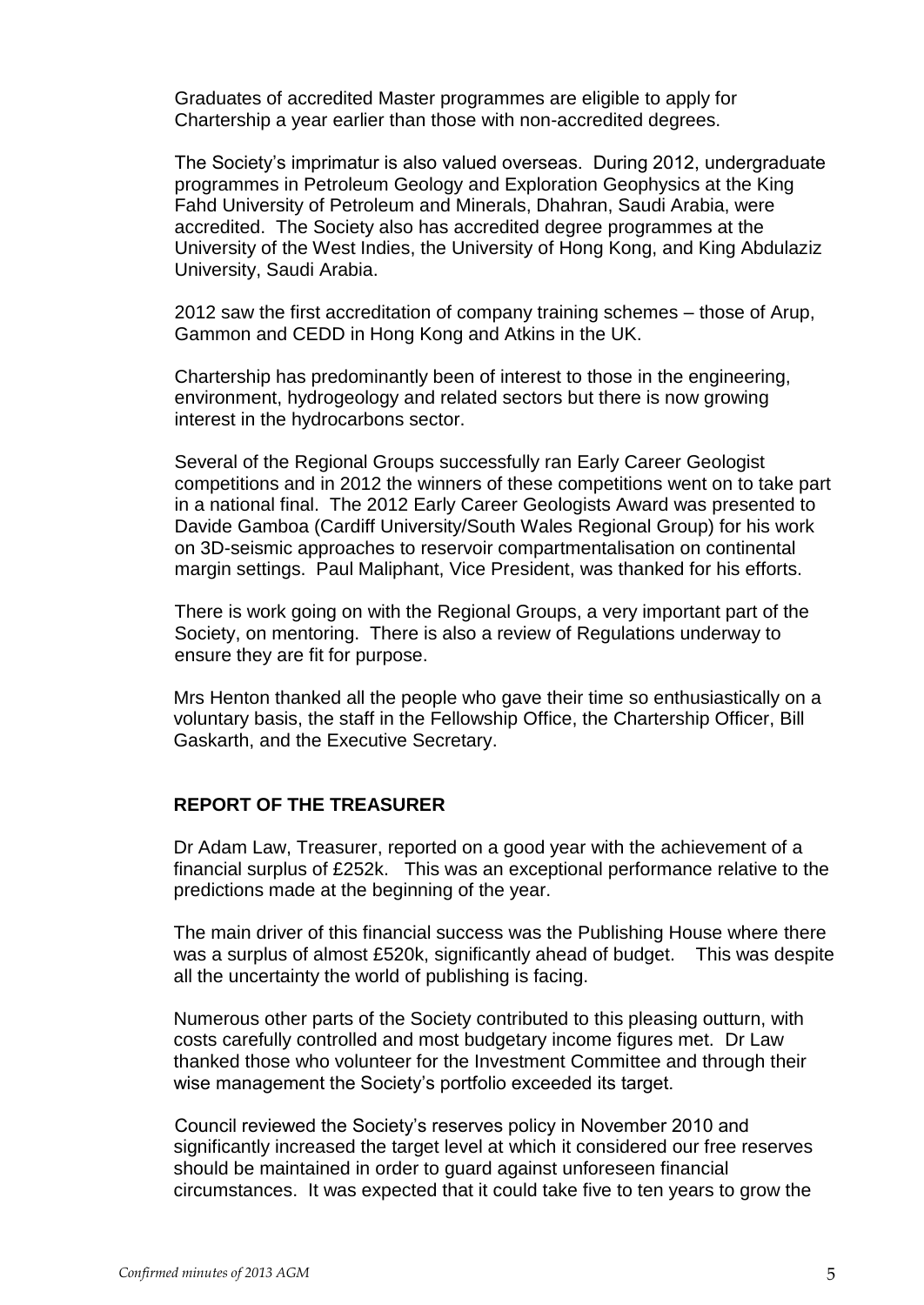Graduates of accredited Master programmes are eligible to apply for Chartership a year earlier than those with non-accredited degrees.

The Society's imprimatur is also valued overseas. During 2012, undergraduate programmes in Petroleum Geology and Exploration Geophysics at the King Fahd University of Petroleum and Minerals, Dhahran, Saudi Arabia, were accredited. The Society also has accredited degree programmes at the University of the West Indies, the University of Hong Kong, and King Abdulaziz University, Saudi Arabia.

2012 saw the first accreditation of company training schemes – those of Arup, Gammon and CEDD in Hong Kong and Atkins in the UK.

Chartership has predominantly been of interest to those in the engineering, environment, hydrogeology and related sectors but there is now growing interest in the hydrocarbons sector.

Several of the Regional Groups successfully ran Early Career Geologist competitions and in 2012 the winners of these competitions went on to take part in a national final. The 2012 Early Career Geologists Award was presented to Davide Gamboa (Cardiff University/South Wales Regional Group) for his work on 3D-seismic approaches to reservoir compartmentalisation on continental margin settings. Paul Maliphant, Vice President, was thanked for his efforts.

There is work going on with the Regional Groups, a very important part of the Society, on mentoring. There is also a review of Regulations underway to ensure they are fit for purpose.

Mrs Henton thanked all the people who gave their time so enthusiastically on a voluntary basis, the staff in the Fellowship Office, the Chartership Officer, Bill Gaskarth, and the Executive Secretary.

## REPORT OF THE TREASURER

Dr Adam Law, Treasurer, reported on a good year with the achievement of a financial surplus of £252k. This was an exceptional performance relative to the predictions made at the beginning of the year.

The main driver of this financial success was the Publishing House where there was a surplus of almost £520k, significantly ahead of budget. This was despite all the uncertainty the world of publishing is facing.

Numerous other parts of the Society contributed to this pleasing outturn, with costs carefully controlled and most budgetary income figures met. Dr Law thanked those who volunteer for the Investment Committee and through their wise management the Society's portfolio exceeded its target.

Council reviewed the Society's reserves policy in November 2010 and significantly increased the target level at which it considered our free reserves should be maintained in order to guard against unforeseen financial circumstances. It was expected that it could take five to ten years to grow the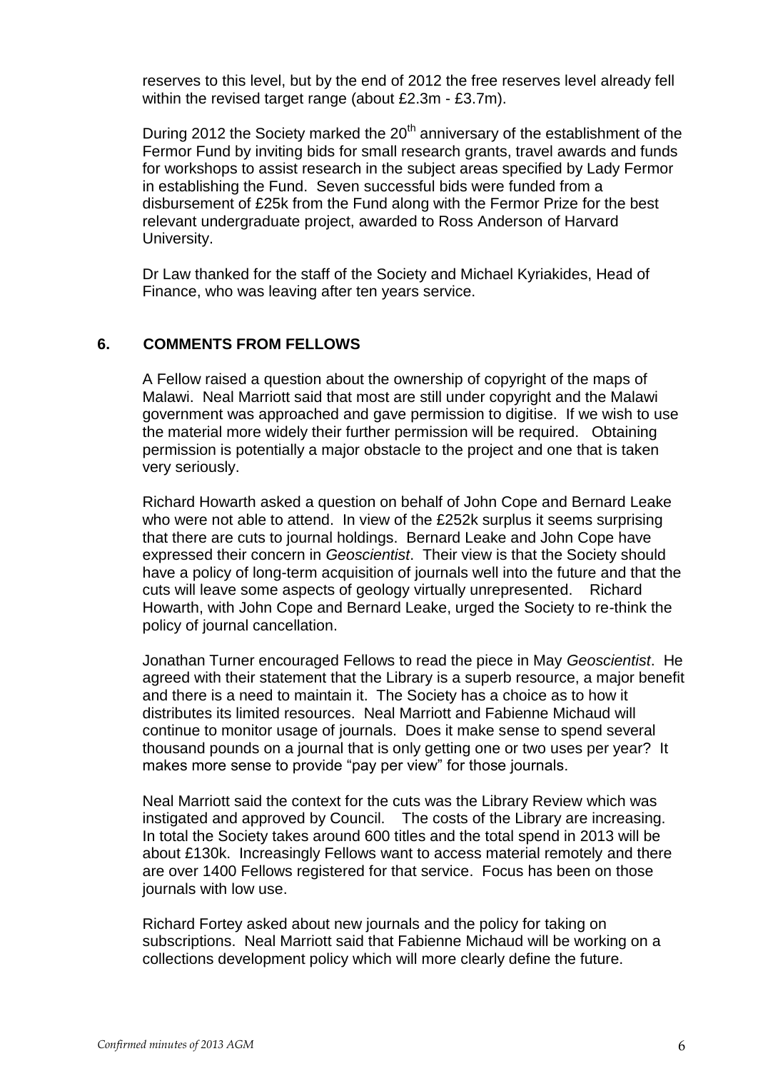reserves to this level, but by the end of 2012 the free reserves level already fell within the revised target range (about £2.3m - £3.7m).

During 2012 the Society marked the 20th anniversary of the establishment of the Fermor Fund by inviting bids for small research grants, travel awards and funds for workshops to assist research in the subject areas specified by Lady Fermor in establishing the Fund. Seven successful bids were funded from a disbursement of £25k from the Fund along with the Fermor Prize for the best relevant undergraduate project, awarded to Ross Anderson of Harvard University.

Dr Law thanked for the staff of the Society and Michael Kyriakides, Head of Finance, who was leaving after ten years service.

## 6. COMMENTS FROM FELLOWS

A Fellow raised a question about the ownership of copyright of the maps of Malawi. Neal Marriott said that most are still under copyright and the Malawi government was approached and gave permission to digitise. If we wish to use the material more widely their further permission will be required. Obtaining permission is potentially a major obstacle to the project and one that is taken very seriously.

Richard Howarth asked a question on behalf of John Cope and Bernard Leake who were not able to attend. In view of the £252k surplus it seems surprising that there are cuts to journal holdings. Bernard Leake and John Cope have expressed their concern in *Geoscientist*. Their view is that the Society should have a policy of long-term acquisition of journals well into the future and that the cuts will leave some aspects of geology virtually unrepresented. Richard Howarth, with John Cope and Bernard Leake, urged the Society to re-think the policy of journal cancellation.

Jonathan Turner encouraged Fellows to read the piece in May *Geoscientist*. He agreed with their statement that the Library is a superb resource, a major benefit and there is a need to maintain it. The Society has a choice as to how it distributes its limited resources. Neal Marriott and Fabienne Michaud will continue to monitor usage of journals. Does it make sense to spend several thousand pounds on a journal that is only getting one or two uses per year? It makes more sense to provide "pay per view" for those journals.

Neal Marriott said the context for the cuts was the Library Review which was instigated and approved by Council. The costs of the Library are increasing. In total the Society takes around 600 titles and the total spend in 2013 will be about £130k. Increasingly Fellows want to access material remotely and there are over 1400 Fellows registered for that service. Focus has been on those journals with low use.

Richard Fortey asked about new journals and the policy for taking on subscriptions. Neal Marriott said that Fabienne Michaud will be working on a collections development policy which will more clearly define the future.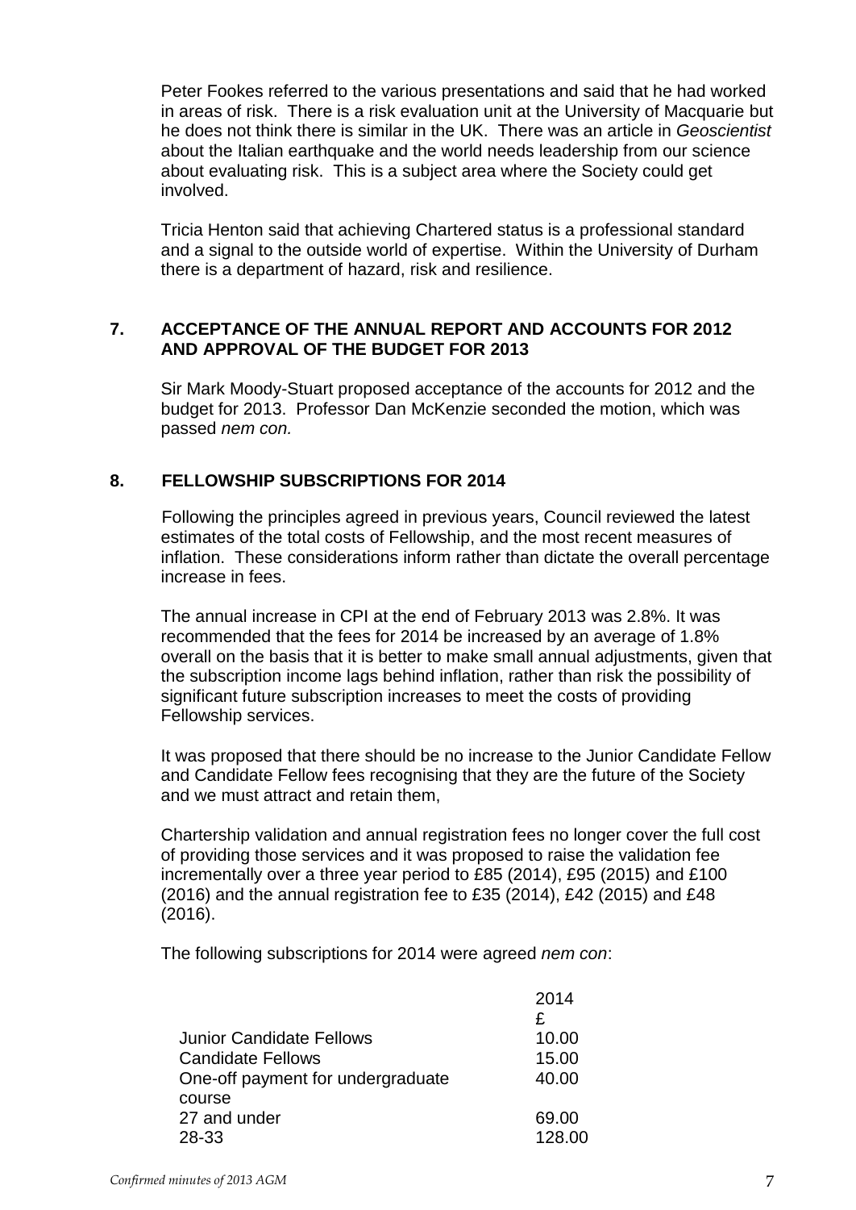Peter Fookes referred to the various presentations and said that he had worked in areas of risk. There is a risk evaluation unit at the University of Macquarie but he does not think there is similar in the UK. There was an article in *Geoscientist* about the Italian earthquake and the world needs leadership from our science about evaluating risk. This is a subject area where the Society could get involved.

Tricia Henton said that achieving Chartered status is a professional standard and a signal to the outside world of expertise. Within the University of Durham there is a department of hazard, risk and resilience.

## 7. ACCEPTANCE OF THE ANNUAL REPORT AND ACCOUNTS FOR 2012 AND APPROVAL OF THE BUDGET FOR 2013

Sir Mark Moody-Stuart proposed acceptance of the accounts for 2012 and the budget for 2013. Professor Dan McKenzie seconded the motion, which was passed *nem con.*

## 8. FELLOWSHIP SUBSCRIPTIONS FOR 2014

Following the principles agreed in previous years, Council reviewed the latest estimates of the total costs of Fellowship, and the most recent measures of inflation. These considerations inform rather than dictate the overall percentage increase in fees.

The annual increase in CPI at the end of February 2013 was 2.8%. It was recommended that the fees for 2014 be increased by an average of 1.8% overall on the basis that it is better to make small annual adjustments, given that the subscription income lags behind inflation, rather than risk the possibility of significant future subscription increases to meet the costs of providing Fellowship services.

It was proposed that there should be no increase to the Junior Candidate Fellow and Candidate Fellow fees recognising that they are the future of the Society and we must attract and retain them,

Chartership validation and annual registration fees no longer cover the full cost of providing those services and it was proposed to raise the validation fee incrementally over a three year period to £85 (2014), £95 (2015) and £100 (2016) and the annual registration fee to £35 (2014), £42 (2015) and £48 (2016).

The following subscriptions for 2014 were agreed *nem con*:

| | 2014<br>£ |
|---|---|
| Junior Candidate Fellows | 10.00 |
| Candidate Fellows | 15.00 |
| One-off payment for undergraduate course | 40.00 |
| 27 and under | 69.00 |
| 28-33 | 128.00 |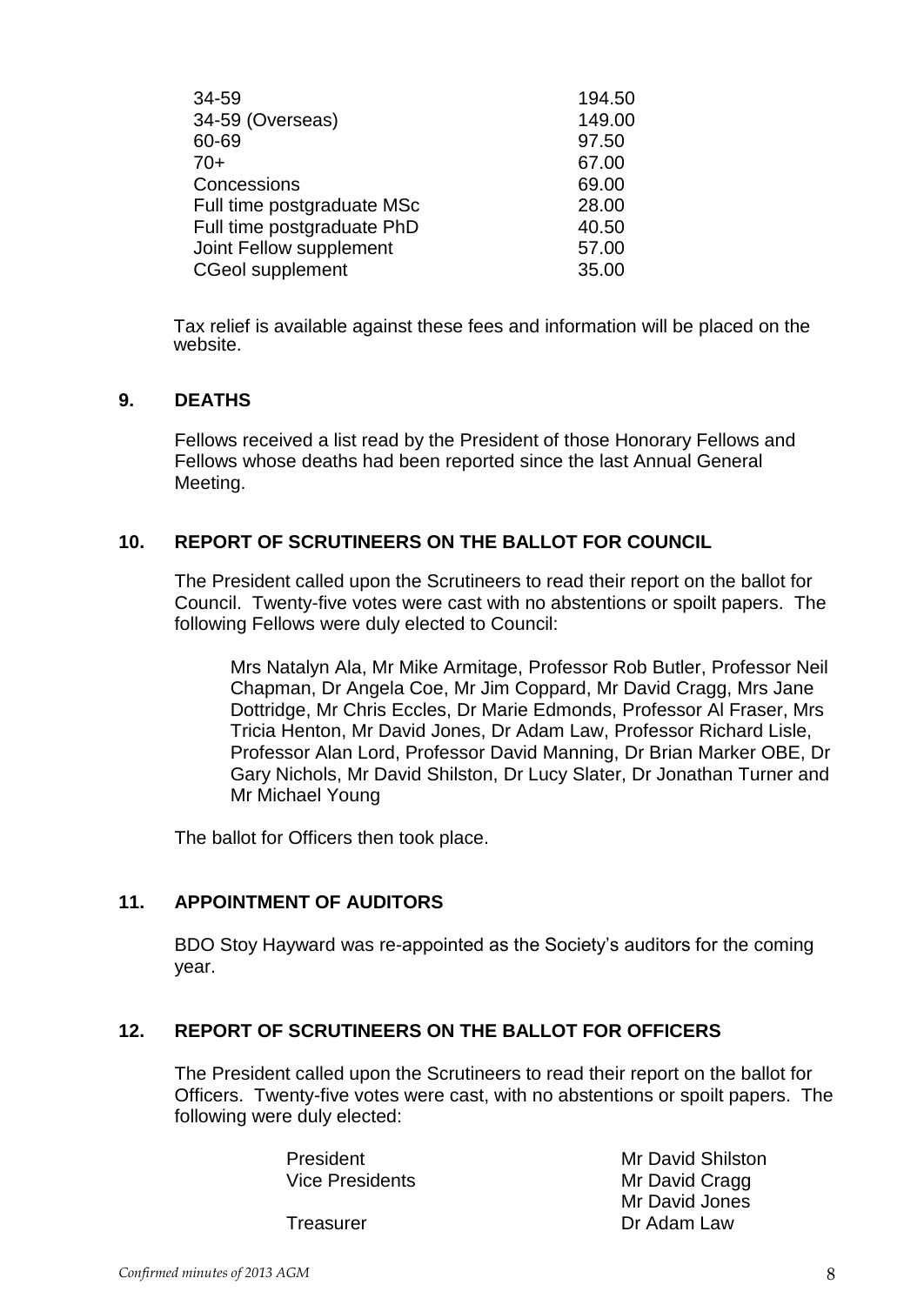| | |
|---|---|
| 34-59 | 194.50 |
| 34-59 (Overseas) | 149.00 |
| 60-69 | 97.50 |
| 70+ | 67.00 |
| Concessions | 69.00 |
| Full time postgraduate MSc | 28.00 |
| Full time postgraduate PhD | 40.50 |
| Joint Fellow supplement | 57.00 |
| CGeol supplement | 35.00 |

Tax relief is available against these fees and information will be placed on the website.

## 9. DEATHS

Fellows received a list read by the President of those Honorary Fellows and Fellows whose deaths had been reported since the last Annual General Meeting.

## 10. REPORT OF SCRUTINEERS ON THE BALLOT FOR COUNCIL

The President called upon the Scrutineers to read their report on the ballot for Council. Twenty-five votes were cast with no abstentions or spoilt papers. The following Fellows were duly elected to Council:

> Mrs Natalyn Ala, Mr Mike Armitage, Professor Rob Butler, Professor Neil Chapman, Dr Angela Coe, Mr Jim Coppard, Mr David Cragg, Mrs Jane Dottridge, Mr Chris Eccles, Dr Marie Edmonds, Professor Al Fraser, Mrs Tricia Henton, Mr David Jones, Dr Adam Law, Professor Richard Lisle, Professor Alan Lord, Professor David Manning, Dr Brian Marker OBE, Dr Gary Nichols, Mr David Shilston, Dr Lucy Slater, Dr Jonathan Turner and Mr Michael Young

The ballot for Officers then took place.

## 11. APPOINTMENT OF AUDITORS

BDO Stoy Hayward was re-appointed as the Society's auditors for the coming year.

## 12. REPORT OF SCRUTINEERS ON THE BALLOT FOR OFFICERS

The President called upon the Scrutineers to read their report on the ballot for Officers. Twenty-five votes were cast, with no abstentions or spoilt papers. The following were duly elected:

| | |
|---|---|
| President | Mr David Shilston |
| Vice Presidents | Mr David Cragg |
| | Mr David Jones |
| Treasurer | Dr Adam Law |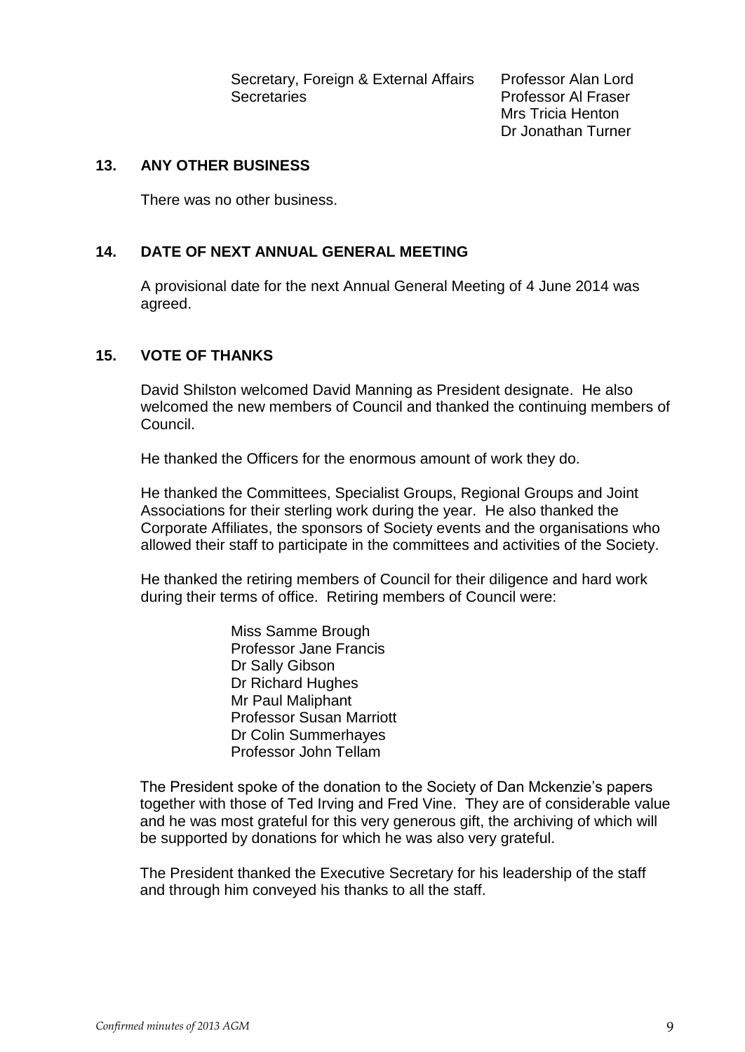| | |
|---|---|
| Secretary, Foreign & External Affairs | Professor Alan Lord |
| Secretaries | Professor Al Fraser<br>Mrs Tricia Henton<br>Dr Jonathan Turner |

## 13. ANY OTHER BUSINESS

There was no other business.

## 14. DATE OF NEXT ANNUAL GENERAL MEETING

A provisional date for the next Annual General Meeting of 4 June 2014 was agreed.

## 15. VOTE OF THANKS

David Shilston welcomed David Manning as President designate. He also welcomed the new members of Council and thanked the continuing members of Council.

He thanked the Officers for the enormous amount of work they do.

He thanked the Committees, Specialist Groups, Regional Groups and Joint Associations for their sterling work during the year. He also thanked the Corporate Affiliates, the sponsors of Society events and the organisations who allowed their staff to participate in the committees and activities of the Society.

He thanked the retiring members of Council for their diligence and hard work during their terms of office. Retiring members of Council were:

Miss Samme Brough
Professor Jane Francis
Dr Sally Gibson
Dr Richard Hughes
Mr Paul Maliphant
Professor Susan Marriott
Dr Colin Summerhayes
Professor John Tellam

The President spoke of the donation to the Society of Dan Mckenzie's papers together with those of Ted Irving and Fred Vine. They are of considerable value and he was most grateful for this very generous gift, the archiving of which will be supported by donations for which he was also very grateful.

The President thanked the Executive Secretary for his leadership of the staff and through him conveyed his thanks to all the staff.